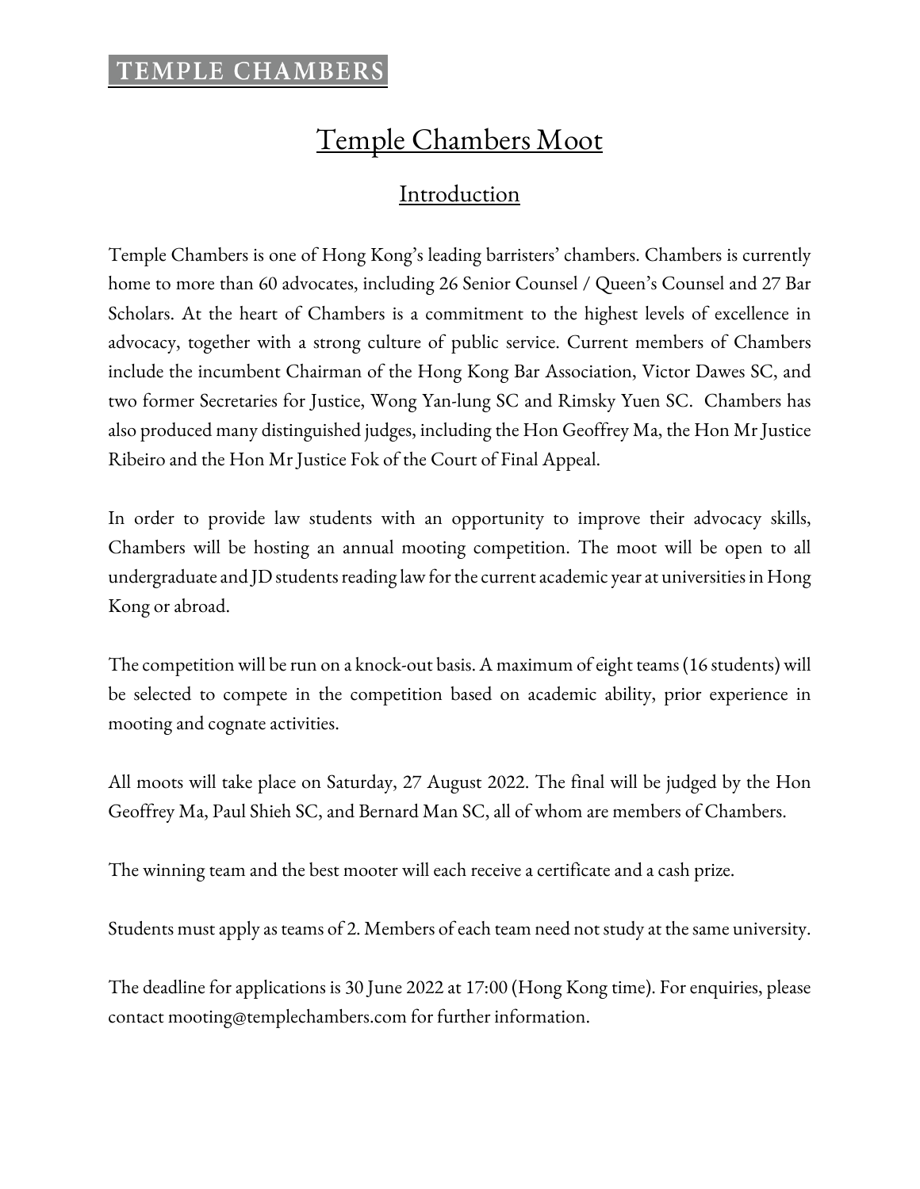**TEMPLE CHAMBERS**

# Temple Chambers Moot

## Introduction

Temple Chambers is one of Hong Kong's leading barristers' chambers. Chambers is currently home to more than 60 advocates, including 26 Senior Counsel / Queen's Counsel and 27 Bar Scholars. At the heart of Chambers is a commitment to the highest levels of excellence in advocacy, together with a strong culture of public service. Current members of Chambers include the incumbent Chairman of the Hong Kong Bar Association, Victor Dawes SC, and two former Secretaries for Justice, Wong Yan-lung SC and Rimsky Yuen SC. Chambers has also produced many distinguished judges, including the Hon Geoffrey Ma, the Hon Mr Justice Ribeiro and the Hon Mr Justice Fok of the Court of Final Appeal.

In order to provide law students with an opportunity to improve their advocacy skills, Chambers will be hosting an annual mooting competition. The moot will be open to all undergraduate and JD students reading law for the current academic year at universities in Hong Kong or abroad.

The competition will be run on a knock-out basis. A maximum of eight teams (16 students) will be selected to compete in the competition based on academic ability, prior experience in mooting and cognate activities.

All moots will take place on Saturday, 27 August 2022. The final will be judged by the Hon Geoffrey Ma, Paul Shieh SC, and Bernard Man SC, all of whom are members of Chambers.

The winning team and the best mooter will each receive a certificate and a cash prize.

Students must apply as teams of 2. Members of each team need not study at the same university.

The deadline for applications is 30 June 2022 at 17:00 (Hong Kong time). For enquiries, please contact mooting@templechambers.com for further information.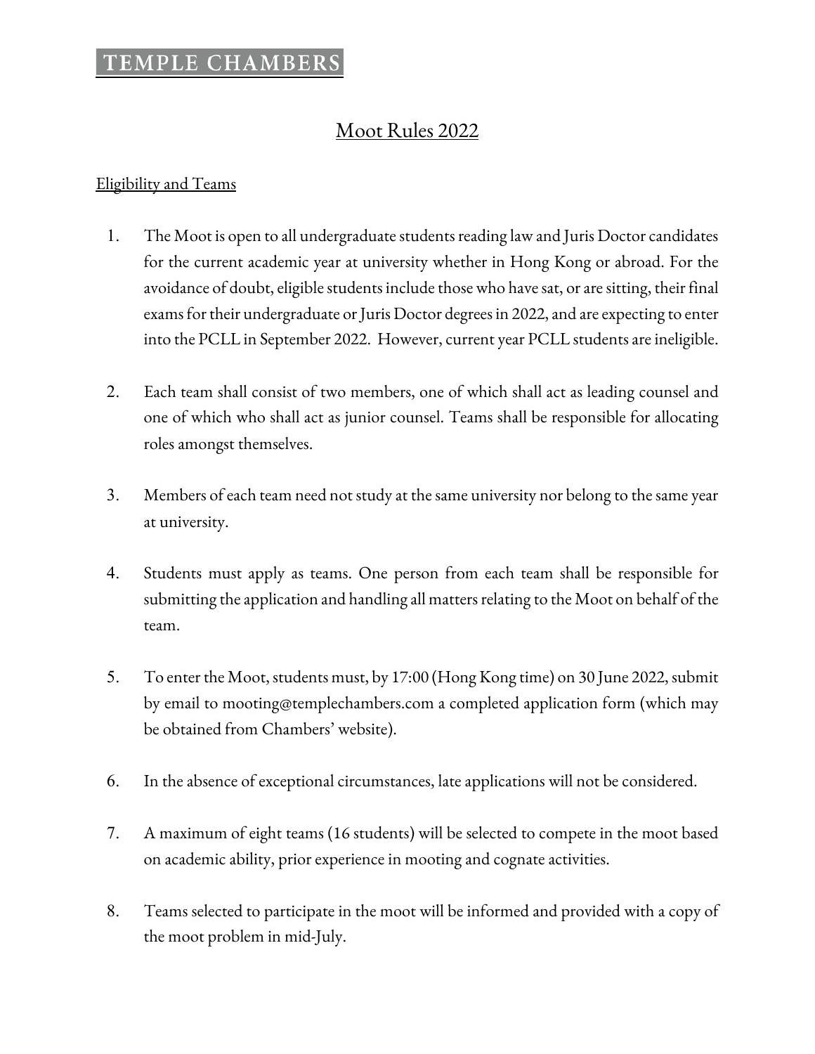# TEMPLE CHAMBERS

## Moot Rules 2022

### Eligibility and Teams

1. The Moot is open to all undergraduate students reading law and Juris Doctor candidates for the current academic year at university whether in Hong Kong or abroad. For the avoidance of doubt, eligible students include those who have sat, or are sitting, their final exams for their undergraduate or Juris Doctor degrees in 2022, and are expecting to enter into the PCLL in September 2022. However, current year PCLL students are ineligible.

2. Each team shall consist of two members, one of which shall act as leading counsel and one of which who shall act as junior counsel. Teams shall be responsible for allocating roles amongst themselves.

3. Members of each team need not study at the same university nor belong to the same year at university.

4. Students must apply as teams. One person from each team shall be responsible for submitting the application and handling all matters relating to the Moot on behalf of the team.

5. To enter the Moot, students must, by 17:00 (Hong Kong time) on 30 June 2022, submit by email to mooting@templechambers.com a completed application form (which may be obtained from Chambers' website).

6. In the absence of exceptional circumstances, late applications will not be considered.

7. A maximum of eight teams (16 students) will be selected to compete in the moot based on academic ability, prior experience in mooting and cognate activities.

8. Teams selected to participate in the moot will be informed and provided with a copy of the moot problem in mid-July.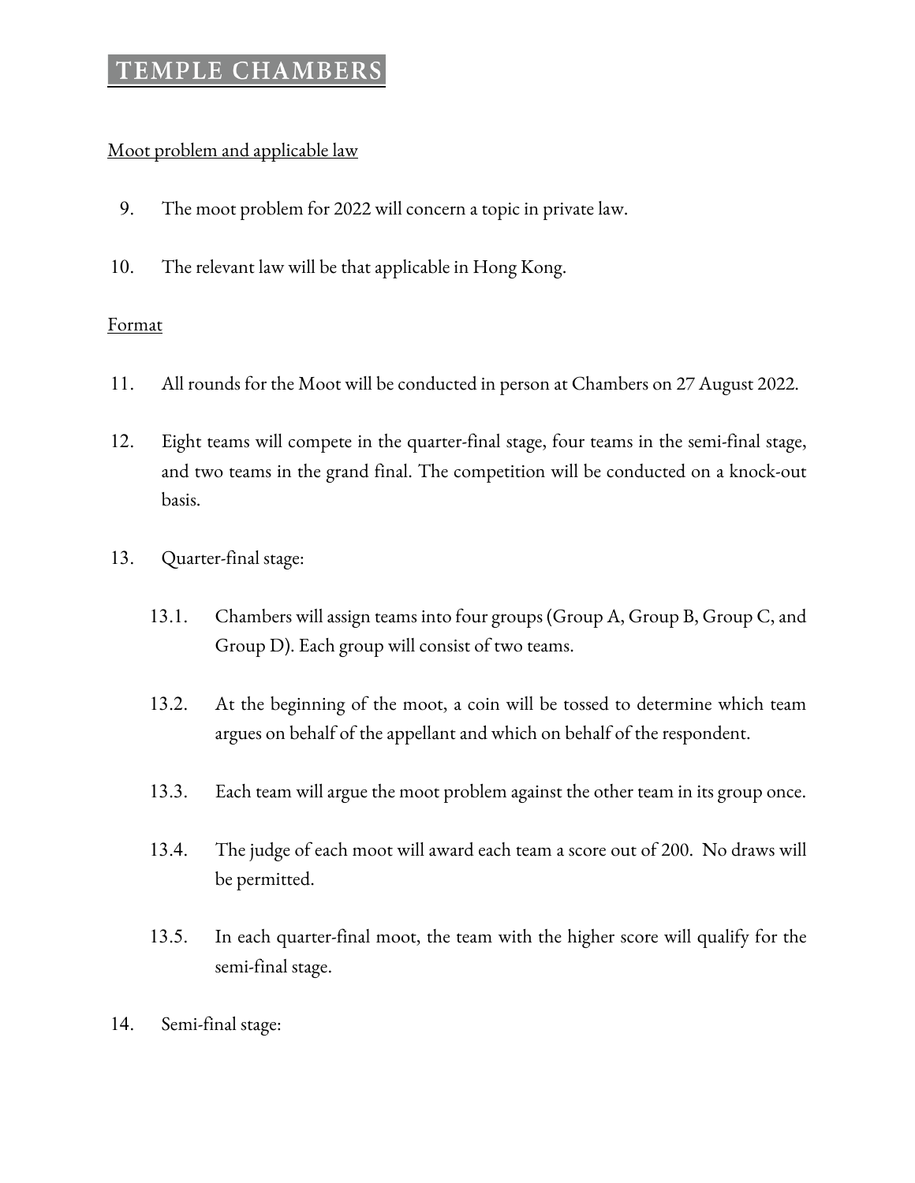Moot problem and applicable law

9. The moot problem for 2022 will concern a topic in private law.

10. The relevant law will be that applicable in Hong Kong.

Format

11. All rounds for the Moot will be conducted in person at Chambers on 27 August 2022.

12. Eight teams will compete in the quarter-final stage, four teams in the semi-final stage, and two teams in the grand final. The competition will be conducted on a knock-out basis.

13. Quarter-final stage:

    13.1. Chambers will assign teams into four groups (Group A, Group B, Group C, and Group D). Each group will consist of two teams.

    13.2. At the beginning of the moot, a coin will be tossed to determine which team argues on behalf of the appellant and which on behalf of the respondent.

    13.3. Each team will argue the moot problem against the other team in its group once.

    13.4. The judge of each moot will award each team a score out of 200. No draws will be permitted.

    13.5. In each quarter-final moot, the team with the higher score will qualify for the semi-final stage.

14. Semi-final stage: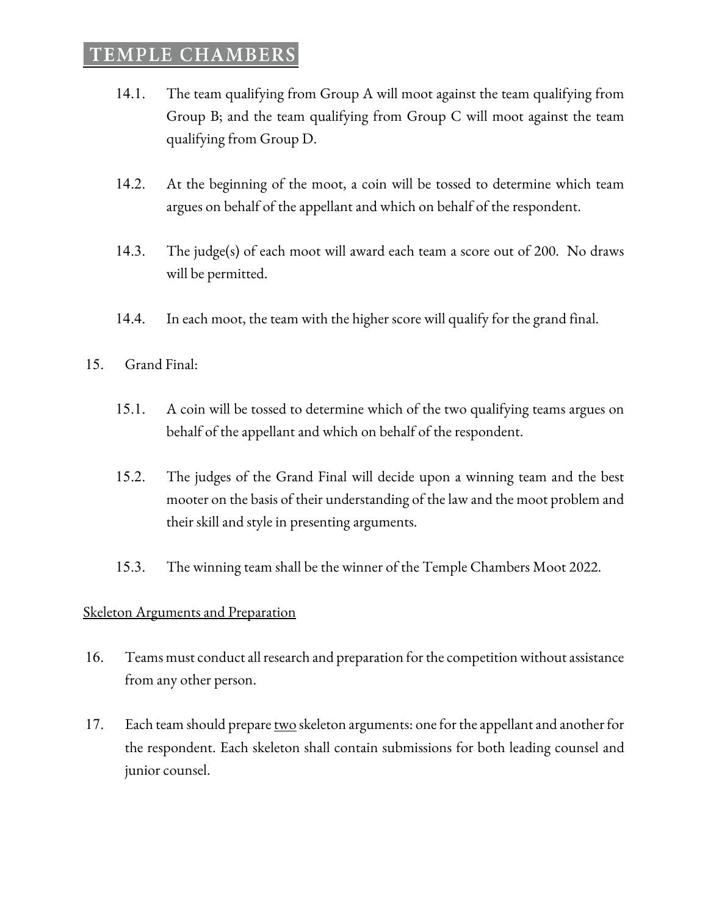14.1. The team qualifying from Group A will moot against the team qualifying from Group B; and the team qualifying from Group C will moot against the team qualifying from Group D.

14.2. At the beginning of the moot, a coin will be tossed to determine which team argues on behalf of the appellant and which on behalf of the respondent.

14.3. The judge(s) of each moot will award each team a score out of 200. No draws will be permitted.

14.4. In each moot, the team with the higher score will qualify for the grand final.

15. Grand Final:

15.1. A coin will be tossed to determine which of the two qualifying teams argues on behalf of the appellant and which on behalf of the respondent.

15.2. The judges of the Grand Final will decide upon a winning team and the best mooter on the basis of their understanding of the law and the moot problem and their skill and style in presenting arguments.

15.3. The winning team shall be the winner of the Temple Chambers Moot 2022.

<u>Skeleton Arguments and Preparation</u>

16. Teams must conduct all research and preparation for the competition without assistance from any other person.

17. Each team should prepare <u>two</u> skeleton arguments: one for the appellant and another for the respondent. Each skeleton shall contain submissions for both leading counsel and junior counsel.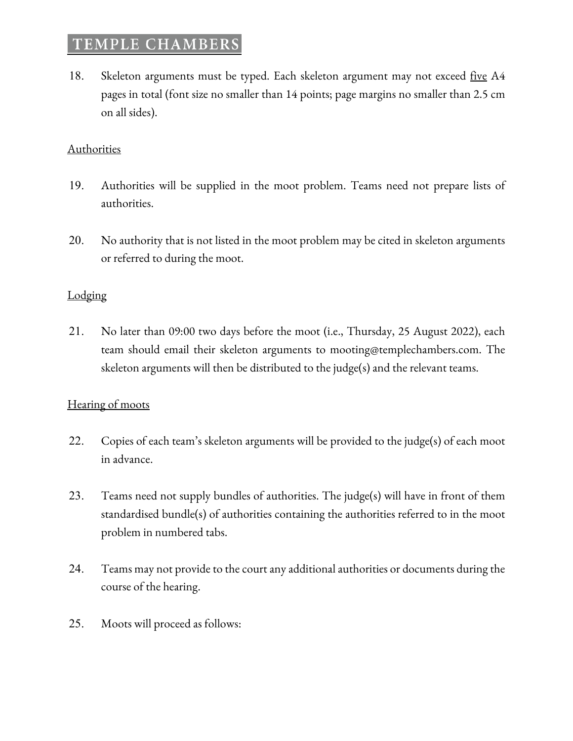18. Skeleton arguments must be typed. Each skeleton argument may not exceed five A4 pages in total (font size no smaller than 14 points; page margins no smaller than 2.5 cm on all sides).

Authorities

19. Authorities will be supplied in the moot problem. Teams need not prepare lists of authorities.

20. No authority that is not listed in the moot problem may be cited in skeleton arguments or referred to during the moot.

Lodging

21. No later than 09:00 two days before the moot (i.e., Thursday, 25 August 2022), each team should email their skeleton arguments to mooting@templechambers.com. The skeleton arguments will then be distributed to the judge(s) and the relevant teams.

Hearing of moots

22. Copies of each team's skeleton arguments will be provided to the judge(s) of each moot in advance.

23. Teams need not supply bundles of authorities. The judge(s) will have in front of them standardised bundle(s) of authorities containing the authorities referred to in the moot problem in numbered tabs.

24. Teams may not provide to the court any additional authorities or documents during the course of the hearing.

25. Moots will proceed as follows: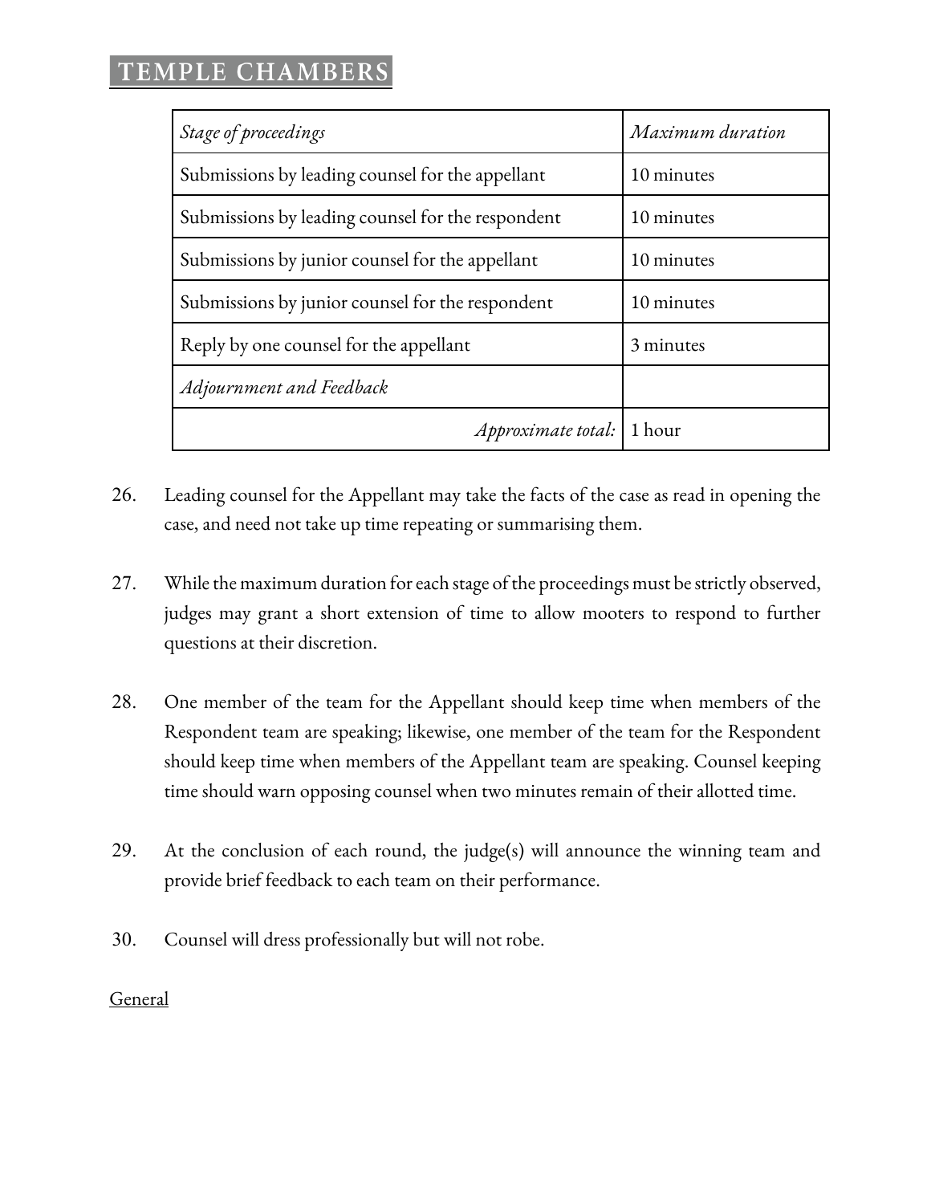| *Stage of proceedings* | *Maximum duration* |
| --- | --- |
| Submissions by leading counsel for the appellant | 10 minutes |
| Submissions by leading counsel for the respondent | 10 minutes |
| Submissions by junior counsel for the appellant | 10 minutes |
| Submissions by junior counsel for the respondent | 10 minutes |
| Reply by one counsel for the appellant | 3 minutes |
| *Adjournment and Feedback* | |
| *Approximate total:* | 1 hour |

26. Leading counsel for the Appellant may take the facts of the case as read in opening the case, and need not take up time repeating or summarising them.

27. While the maximum duration for each stage of the proceedings must be strictly observed, judges may grant a short extension of time to allow mooters to respond to further questions at their discretion.

28. One member of the team for the Appellant should keep time when members of the Respondent team are speaking; likewise, one member of the team for the Respondent should keep time when members of the Appellant team are speaking. Counsel keeping time should warn opposing counsel when two minutes remain of their allotted time.

29. At the conclusion of each round, the judge(s) will announce the winning team and provide brief feedback to each team on their performance.

30. Counsel will dress professionally but will not robe.

<u>General</u>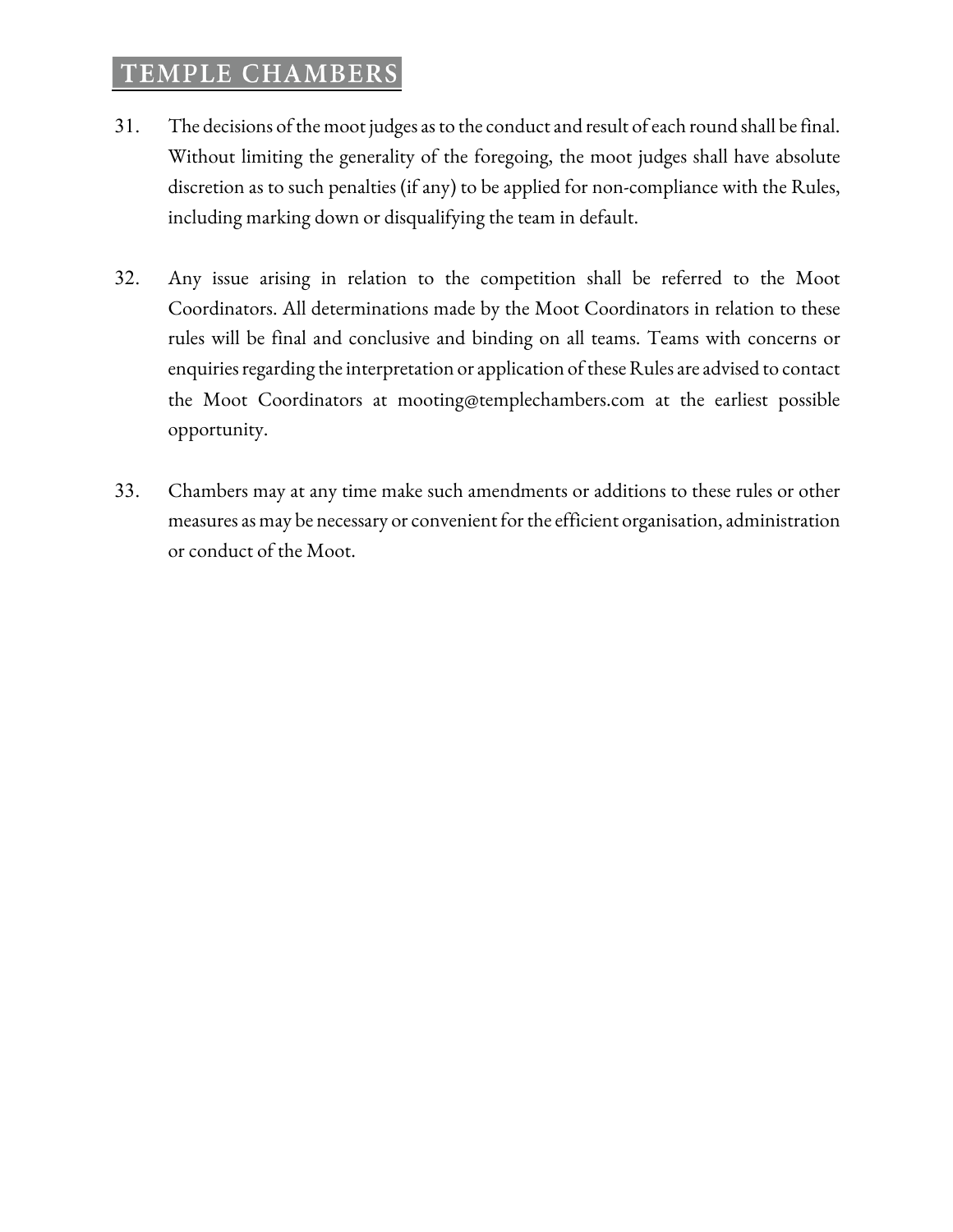31. The decisions of the moot judges as to the conduct and result of each round shall be final. Without limiting the generality of the foregoing, the moot judges shall have absolute discretion as to such penalties (if any) to be applied for non-compliance with the Rules, including marking down or disqualifying the team in default.

32. Any issue arising in relation to the competition shall be referred to the Moot Coordinators. All determinations made by the Moot Coordinators in relation to these rules will be final and conclusive and binding on all teams. Teams with concerns or enquiries regarding the interpretation or application of these Rules are advised to contact the Moot Coordinators at mooting@templechambers.com at the earliest possible opportunity.

33. Chambers may at any time make such amendments or additions to these rules or other measures as may be necessary or convenient for the efficient organisation, administration or conduct of the Moot.